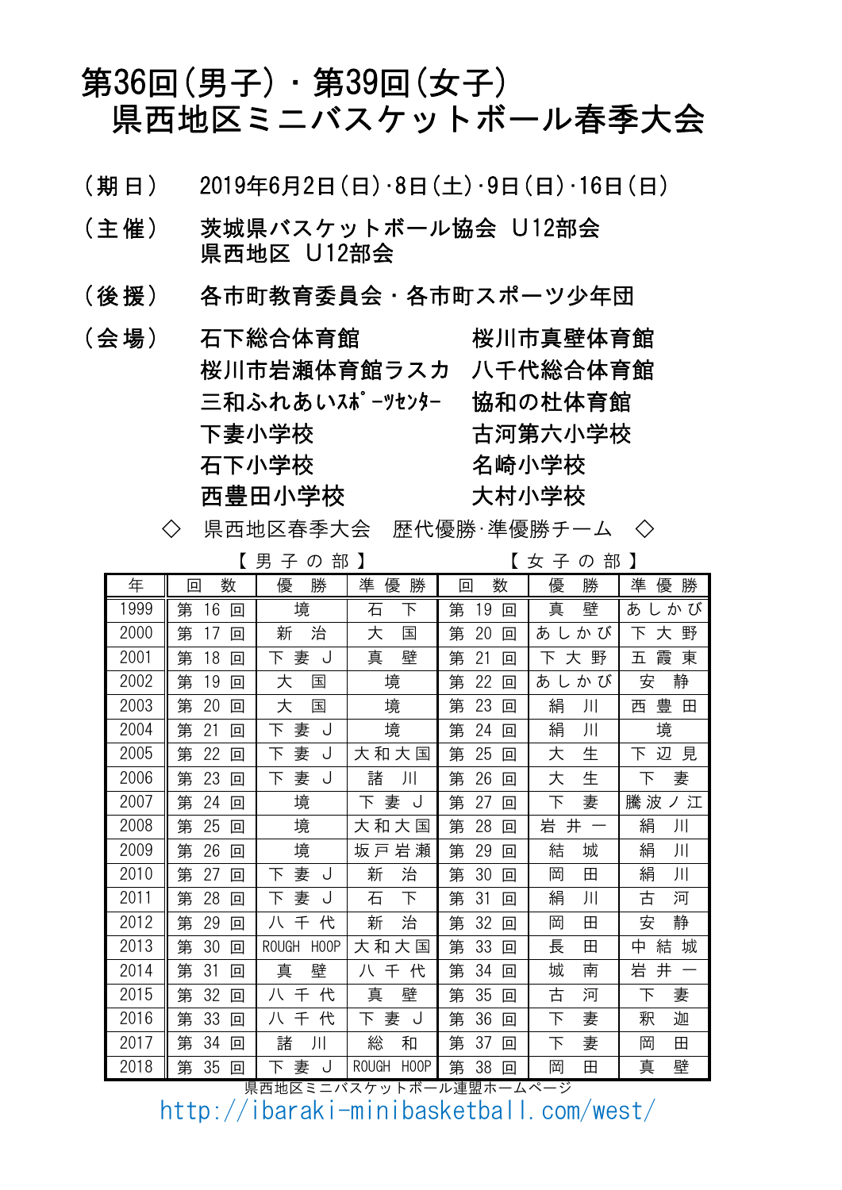# 第36回(男子)・第39回(女子)
# 県西地区ミニバスケットボール春季大会

（期日）　2019年6月2日(日)･8日(土)･9日(日)･16日(日)

（主催）　茨城県バスケットボール協会　U12部会
　　　　　県西地区　U12部会

（後援）　各市町教育委員会・各市町スポーツ少年団

（会場）　石下総合体育館　　　　桜川市真壁体育館
　　　　　桜川市岩瀬体育館ラスカ　八千代総合体育館
　　　　　三和ふれあいｽﾎﾟｰﾂｾﾝﾀｰ　協和の杜体育館
　　　　　下妻小学校　　　　　　古河第六小学校
　　　　　石下小学校　　　　　　名崎小学校
　　　　　西豊田小学校　　　　　大村小学校

◇　県西地区春季大会　歴代優勝･準優勝チーム　◇

| | 【男子の部】 | | | 【女子の部】 | | |
|---|---|---|---|---|---|---|
| 年 | 回数 | 優勝 | 準優勝 | 回数 | 優勝 | 準優勝 |
| 1999 | 第16回 | 境 | 石下 | 第19回 | 真壁 | あしかび |
| 2000 | 第17回 | 新治 | 大国 | 第20回 | あしかび | 下大野 |
| 2001 | 第18回 | 下妻J | 真壁 | 第21回 | 下大野 | 五霞東 |
| 2002 | 第19回 | 大国 | 境 | 第22回 | あしかび | 安静 |
| 2003 | 第20回 | 大国 | 境 | 第23回 | 絹川 | 西豊田 |
| 2004 | 第21回 | 下妻J | 境 | 第24回 | 絹川 | 境 |
| 2005 | 第22回 | 下妻J | 大和大国 | 第25回 | 大生 | 下辺見 |
| 2006 | 第23回 | 下妻J | 諸川 | 第26回 | 大生 | 下妻 |
| 2007 | 第24回 | 境 | 下妻J | 第27回 | 下妻 | 騰波ノ江 |
| 2008 | 第25回 | 境 | 大和大国 | 第28回 | 岩井一 | 絹川 |
| 2009 | 第26回 | 境 | 坂戸岩瀬 | 第29回 | 結城 | 絹川 |
| 2010 | 第27回 | 下妻J | 新治 | 第30回 | 岡田 | 絹川 |
| 2011 | 第28回 | 下妻J | 石下 | 第31回 | 絹川 | 古河 |
| 2012 | 第29回 | 八千代 | 新治 | 第32回 | 岡田 | 安静 |
| 2013 | 第30回 | ROUGH HOOP | 大和大国 | 第33回 | 長田 | 中結城 |
| 2014 | 第31回 | 真壁 | 八千代 | 第34回 | 城南 | 岩井一 |
| 2015 | 第32回 | 八千代 | 真壁 | 第35回 | 古河 | 下妻 |
| 2016 | 第33回 | 八千代 | 下妻J | 第36回 | 下妻 | 釈迦 |
| 2017 | 第34回 | 諸川 | 総和 | 第37回 | 下妻 | 岡田 |
| 2018 | 第35回 | 下妻J | ROUGH HOOP | 第38回 | 岡田 | 真壁 |

県西地区ミニバスケットボール連盟ホームページ
http://ibaraki-minibasketball.com/west/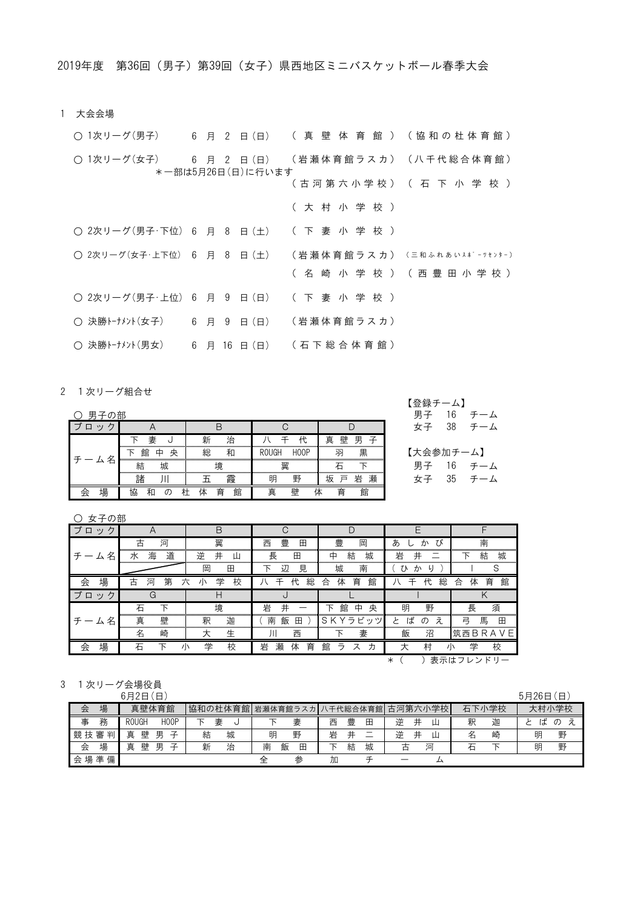2019年度　第36回（男子）第39回（女子）県西地区ミニバスケットボール春季大会

1　大会会場

- ○ 1次リーグ(男子)　6 月 2 日(日)　（真壁体育館）（協和の杜体育館）
- ○ 1次リーグ(女子)　6 月 2 日(日)　（岩瀬体育館ラスカ）（八千代総合体育館）
  ＊一部は5月26日(日)に行います　（古河第六小学校）（石下小学校）
  （大村小学校）
- ○ 2次リーグ(男子･下位)　6 月 8 日(土)　（下妻小学校）
- ○ 2次リーグ(女子･上下位)　6 月 8 日(土)　（岩瀬体育館ラスカ）（三和ふれあいｽﾎﾟｰﾂｾﾝﾀｰ）
  （名崎小学校）（西豊田小学校）
- ○ 2次リーグ(男子･上位)　6 月 9 日(日)　（下妻小学校）
- ○ 決勝ﾄｰﾅﾒﾝﾄ(女子)　6 月 9 日(日)　（岩瀬体育館ラスカ）
- ○ 決勝ﾄｰﾅﾒﾝﾄ(男女)　6 月 16 日(日)　（石下総合体育館）

2　1次リーグ組合せ

【登録チーム】
男子　16　チーム
女子　38　チーム

【大会参加チーム】
男子　16　チーム
女子　35　チーム

○ 男子の部

| ブロック | A | B | C | D |
|---|---|---|---|---|
| チーム名 | 下妻Ｊ | 新治 | 八千代 | 真壁男子 |
| | 下館中央 | 総和 | ROUGH HOOP | 羽黒 |
| | 結城 | 境 | 翼 | 石下 |
| | 諸川 | 五霞 | 明野 | 坂戸岩瀬 |
| 会場 | 協和の杜体育館 | | 真壁体育館 | |

○ 女子の部

| ブロック | A | B | C | D | E | F |
|---|---|---|---|---|---|---|
| チーム名 | 古河 | 翼 | 西豊田 | 豊岡 | あしかび | 南 |
| | 水海道 | 逆井山 | 長田 | 中結城 | 岩井二 | 下結城 |
| | | 岡田 | 下辺見 | 城南 | （ひかり） | ＩＳ |
| 会場 | 古河第六小学校 | | 八千代総合体育館 | | 八千代総合体育館 | |
| ブロック | G | H | J | L | I | K |
| チーム名 | 石下 | 境 | 岩井一 | 下館中央 | 明野 | 長須 |
| | 真壁 | 釈迦 | （南飯田） | ＳＫＹラビッツ | とばのえ | 弓馬田 |
| | 名崎 | 大生 | 川西 | 下妻 | 飯沼 | 筑西ＢＲＡＶＥ |
| 会場 | 石下小学校 | | 岩瀬体育館ラスカ | | 大村小学校 | |

＊（　）表示はフレンドリー

3　1次リーグ会場役員

| | 6月2日(日) | | | | | 5月26日(日) | |
|---|---|---|---|---|---|---|---|
| 会場 | 真壁体育館 | 協和の杜体育館 | 岩瀬体育館ラスカ | 八千代総合体育館 | 古河第六小学校 | 石下小学校 | 大村小学校 |
| 事務 | ROUGH HOOP | 下妻Ｊ | 下妻 | 西豊田 | 逆井山 | 釈迦 | とばのえ |
| 競技審判 | 真壁男子 | 結城 | 明野 | 岩井二 | 逆井山 | 名崎 | 明野 |
| 会場 | 真壁男子 | 新治 | 南飯田 | 下結城 | 古河 | 石下 | 明野 |
| 会場準備 | 全参加チーム | | | | | | |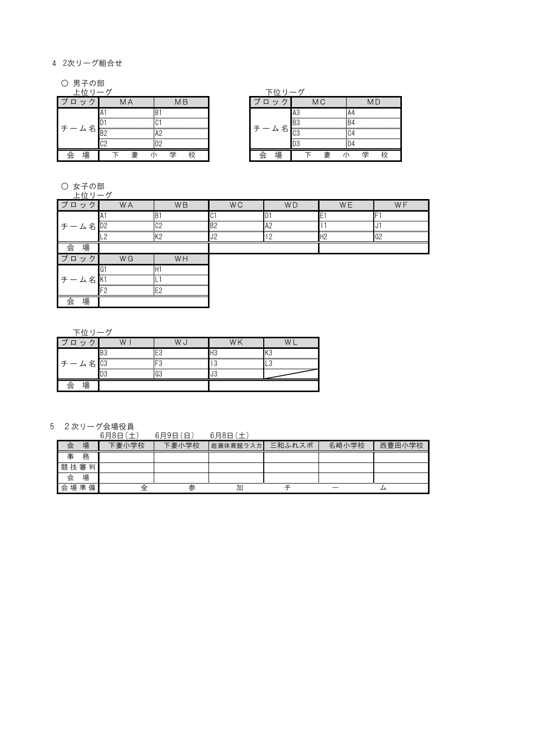4　2次リーグ組合せ

○ 男子の部

上位リーグ

| ブロック | MA | MB |
|---|---|---|
| チーム名 | A1 | B1 |
| | D1 | C1 |
| | B2 | A2 |
| | C2 | D2 |
| 会　場 | 下妻小学校 | |

下位リーグ

| ブロック | MC | MD |
|---|---|---|
| チーム名 | A3 | A4 |
| | B3 | B4 |
| | C3 | C4 |
| | D3 | D4 |
| 会　場 | 下妻小学校 | |

○ 女子の部

上位リーグ

| ブロック | WA | WB | WC | WD | WE | WF |
|---|---|---|---|---|---|---|
| チーム名 | A1 | B1 | C1 | D1 | E1 | F1 |
| | D2 | C2 | B2 | A2 | I1 | J1 |
| | L2 | K2 | J2 | I2 | H2 | G2 |
| 会　場 | | | | | | |

| ブロック | WG | WH |
|---|---|---|
| チーム名 | G1 | H1 |
| | K1 | L1 |
| | F2 | E2 |
| 会　場 | | |

下位リーグ

| ブロック | WI | WJ | WK | WL |
|---|---|---|---|---|
| チーム名 | B3 | E3 | H3 | K3 |
| | C3 | F3 | I3 | L3 |
| | D3 | G3 | J3 | |
| 会　場 | | | | |

5　２次リーグ会場役員

| | 6月8日(土) | 6月9日(日) | 6月8日(土) | | | |
|---|---|---|---|---|---|---|
| 会　場 | 下妻小学校 | 下妻小学校 | 岩瀬体育館ラスカ | 三和ふれスポ | 名崎小学校 | 西豊田小学校 |
| 事　務 | | | | | | |
| 競技審判 | | | | | | |
| 会　場 | | | | | | |
| 会場準備 | 全 | 参 | 加 | チ | ー | ム |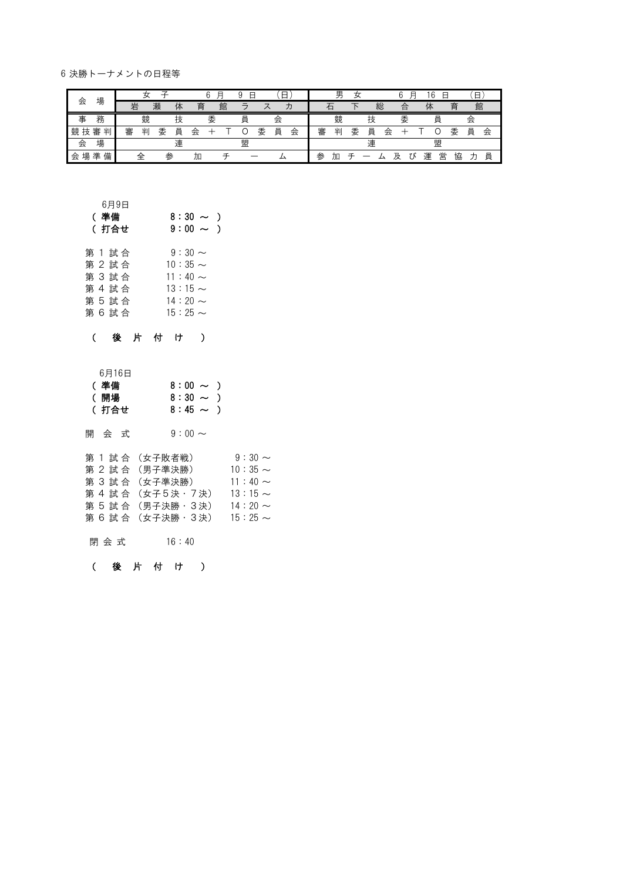6 決勝トーナメントの日程等

| 会場 | 女子　6月9日（日） | 男女　6月16日（日） |
|---|---|---|
| | 岩瀬体育館ラスカ | 石下総合体育館 |
| 事務 | 競技委員会 | 競技委員会 |
| 競技審判 | 審判委員会＋TO委員会 | 審判委員会＋TO委員会 |
| 会場 | 連盟 | 連盟 |
| 会場準備 | 全参加チーム | 参加チーム及び運営協力員 |

6月9日

**（ 準備　　8：30 ～ ）**
**（ 打合せ　9：00 ～ ）**

第１試合　9：30～
第２試合　10：35～
第３試合　11：40～
第４試合　13：15～
第５試合　14：20～
第６試合　15：25～

**（　後片付け　）**

6月16日

**（ 準備　　8：00 ～ ）**
**（ 開場　　8：30 ～ ）**
**（ 打合せ　8：45 ～ ）**

開会式　9：00～

第１試合（女子敗者戦）　9：30～
第２試合（男子準決勝）　10：35～
第３試合（女子準決勝）　11：40～
第４試合（女子５決・７決）　13：15～
第５試合（男子決勝・３決）　14：20～
第６試合（女子決勝・３決）　15：25～

閉会式　16：40

**（　後片付け　）**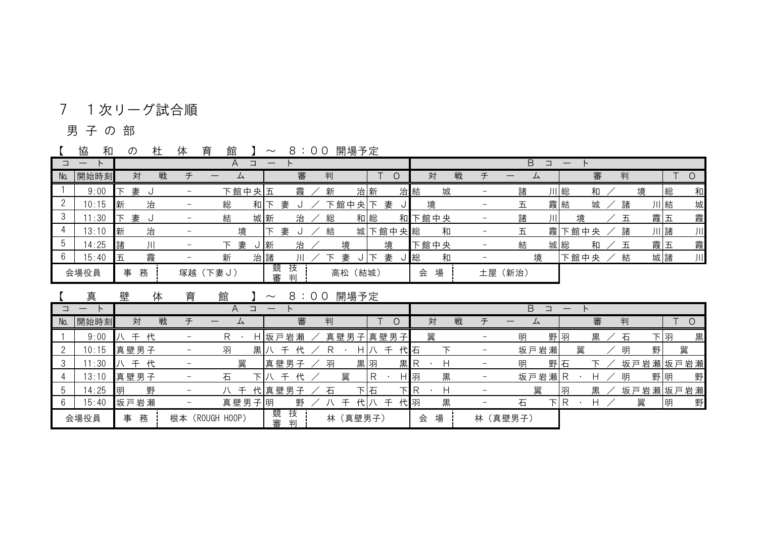## 7　１次リーグ試合順

### 男 子 の 部

【 協和の杜体育館 】～ 8：00 開場予定

| コート | | Aコート | | | Bコート | | |
|---|---|---|---|---|---|---|---|
| No. | 開始時刻 | 対戦チーム | 審判 | TO | 対戦チーム | 審判 | TO |
| 1 | 9:00 | 下妻Ｊ － 下館中央 | 五霞 ／ 新治 | 新治 | 結城 － 諸川 | 総和 ／ 境 | 総和 |
| 2 | 10:15 | 新治 － 総和 | 下妻Ｊ ／ 下館中央 | 下妻Ｊ | 境 － 五霞 | 結城 ／ 諸川 | 結城 |
| 3 | 11:30 | 下妻Ｊ － 結城 | 新治 ／ 総和 | 総和 | 下館中央 － 諸川 | 境 ／ 五霞 | 五霞 |
| 4 | 13:10 | 新治 － 境 | 下妻Ｊ ／ 結城 | 下館中央 | 総和 － 五霞 | 下館中央 ／ 諸川 | 諸川 |
| 5 | 14:25 | 諸川 － 下妻Ｊ | 新治 ／ 境 | 境 | 下館中央 － 結城 | 総和 ／ 五霞 | 五霞 |
| 6 | 15:40 | 五霞 － 新治 | 諸川 ／ 下妻Ｊ | 下妻Ｊ | 総和 － 境 | 下館中央 ／ 結城 | 諸川 |
| 会場役員 | | 事務　塚越（下妻Ｊ） | 競技審判　高松（結城） | | 会場　土屋（新治） | | |

【 真壁体育館 】～ 8：00 開場予定

| コート | | Aコート | | | Bコート | | |
|---|---|---|---|---|---|---|---|
| No. | 開始時刻 | 対戦チーム | 審判 | TO | 対戦チーム | 審判 | TO |
| 1 | 9:00 | 八千代 － R・H | 坂戸岩瀬 ／ 真壁男子 | 真壁男子 | 翼 － 明野 | 羽黒 ／ 石下 | 羽黒 |
| 2 | 10:15 | 真壁男子 － 羽黒 | 八千代 ／ R・H | 八千代 | 石下 － 坂戸岩瀬 | 翼 ／ 明野 | 翼 |
| 3 | 11:30 | 八千代 － 翼 | 真壁男子 ／ 羽黒 | 羽黒 | R・H － 明野 | 石下 ／ 坂戸岩瀬 | 坂戸岩瀬 |
| 4 | 13:10 | 真壁男子 － 石下 | 八千代 ／ 翼 | R・H | 羽黒 － 坂戸岩瀬 | R・H ／ 明野 | 明野 |
| 5 | 14:25 | 明野 － 八千代 | 真壁男子 ／ 石下 | 石下 | R・H － 翼 | 羽黒 ／ 坂戸岩瀬 | 坂戸岩瀬 |
| 6 | 15:40 | 坂戸岩瀬 － 真壁男子 | 明野 ／ 八千代 | 八千代 | 羽黒 － 石下 | R・H ／ 翼 | 明野 |
| 会場役員 | | 事務　根本（ROUGH HOOP） | 競技審判　林（真壁男子） | | 会場　林（真壁男子） | | |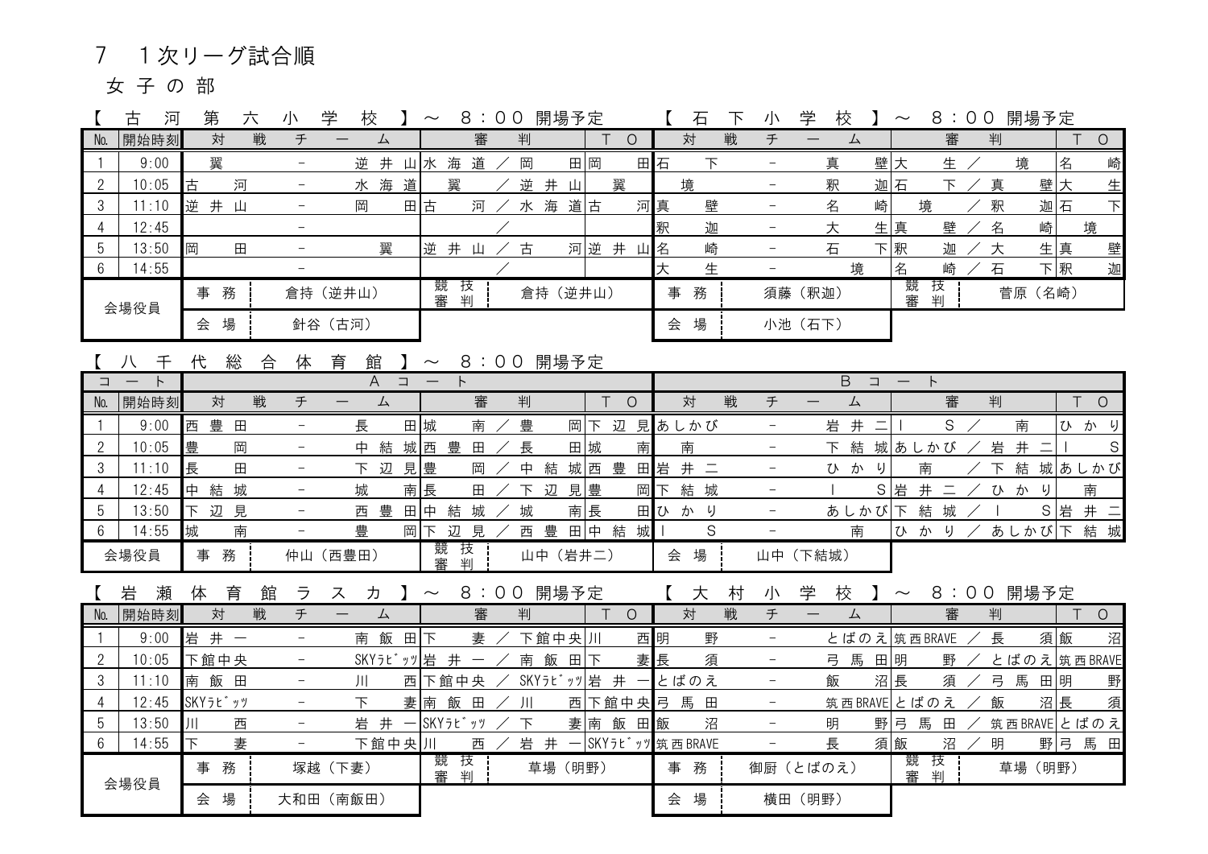# 7　１次リーグ試合順

## 女子の部

【古河第六小学校】～ 8:00 開場予定

| No. | 開始時刻 | 対戦チーム | | | 審判 | | | ＴＯ |
|---|---|---|---|---|---|---|---|---|
| 1 | 9:00 | 翼 | － | 逆井山 | 水海道 | ／ | 岡田 | 岡田 |
| 2 | 10:05 | 古河 | － | 水海道 | 翼 | ／ | 逆井山 | 翼 |
| 3 | 11:10 | 逆井山 | － | 岡田 | 古河 | ／ | 水海道 | 古河 |
| 4 | 12:45 | | － | | | ／ | | |
| 5 | 13:50 | 岡田 | － | 翼 | 逆井山 | ／ | 古河 | 逆井山 |
| 6 | 14:55 | | － | | | ／ | | |

会場役員　事務：倉持（逆井山）　競技審判：倉持（逆井山）　会場：針谷（古河）

【石下小学校】～ 8:00 開場予定

| No. | 開始時刻 | 対戦チーム | | | 審判 | | | ＴＯ |
|---|---|---|---|---|---|---|---|---|
| 1 | 9:00 | 石下 | － | 真壁 | 大生 | ／ | 境 | 名崎 |
| 2 | 10:05 | 境 | － | 釈迦 | 石下 | ／ | 真壁 | 大生 |
| 3 | 11:10 | 真壁 | － | 名崎 | 境 | ／ | 釈迦 | 石下 |
| 4 | 12:45 | 釈迦 | － | 大生 | 真壁 | ／ | 名崎 | 境 |
| 5 | 13:50 | 名崎 | － | 石下 | 釈迦 | ／ | 大生 | 真壁 |
| 6 | 14:55 | 大生 | － | 境 | 名崎 | ／ | 石下 | 釈迦 |

会場役員　事務：須藤（釈迦）　競技審判：菅原（名崎）　会場：小池（石下）

【八千代総合体育館】～ 8:00 開場予定

| コート | | Ａコート | | | | | | | Ｂコート | | | | | | |
|---|---|---|---|---|---|---|---|---|---|---|---|---|---|---|---|
| No. | 開始時刻 | 対戦チーム | | | 審判 | | | ＴＯ | 対戦チーム | | | 審判 | | | ＴＯ |
| 1 | 9:00 | 西豊田 | － | 長田 | 城南 | ／ | 豊岡 | 下辺見 | あしかび | － | 岩井二 | ＩＳ | ／ | 南 | ひかり |
| 2 | 10:05 | 豊岡 | － | 中結城 | 西豊田 | ／ | 長田 | 城南 | 南 | － | 下結城 | あしかび | ／ | 岩井二 | ＩＳ |
| 3 | 11:10 | 長田 | － | 下辺見 | 豊岡 | ／ | 中結城 | 西豊田 | 岩井二 | － | ひかり | 南 | ／ | 下結城 | あしかび |
| 4 | 12:45 | 中結城 | － | 城南 | 長田 | ／ | 下辺見 | 豊岡 | 下結城 | － | ＩＳ | 岩井二 | ／ | ひかり | 南 |
| 5 | 13:50 | 下辺見 | － | 西豊田 | 中結城 | ／ | 城南 | 長田 | ひかり | － | あしかび | 下結城 | ／ | ＩＳ | 岩井二 |
| 6 | 14:55 | 城南 | － | 豊岡 | 下辺見 | ／ | 西豊田 | 中結城 | ＩＳ | － | 南 | ひかり | ／ | あしかび | 下結城 |

会場役員　事務：仲山（西豊田）　競技審判：山中（岩井二）　会場：山中（下結城）

【岩瀬体育館ラスカ】～ 8:00 開場予定

| No. | 開始時刻 | 対戦チーム | | | 審判 | | | ＴＯ |
|---|---|---|---|---|---|---|---|---|
| 1 | 9:00 | 岩井一 | － | 南飯田 | 下妻 | ／ | 下館中央 | 川西 |
| 2 | 10:05 | 下館中央 | － | SKYﾗﾋﾞｯﾂ | 岩井一 | ／ | 南飯田 | 下妻 |
| 3 | 11:10 | 南飯田 | － | 川西 | 下館中央 | ／ | SKYﾗﾋﾞｯﾂ | 岩井一 |
| 4 | 12:45 | SKYﾗﾋﾞｯﾂ | － | 下妻 | 南飯田 | ／ | 川西 | 下館中央 |
| 5 | 13:50 | 川西 | － | 岩井一 | SKYﾗﾋﾞｯﾂ | ／ | 下妻 | 南飯田 |
| 6 | 14:55 | 下妻 | － | 下館中央 | 川西 | ／ | 岩井一 | SKYﾗﾋﾞｯﾂ |

会場役員　事務：塚越（下妻）　競技審判：草場（明野）　会場：大和田（南飯田）

【大村小学校】～ 8:00 開場予定

| No. | 開始時刻 | 対戦チーム | | | 審判 | | | ＴＯ |
|---|---|---|---|---|---|---|---|---|
| 1 | 9:00 | 明野 | － | とばのえ | 筑西BRAVE | ／ | 長須 | 飯沼 |
| 2 | 10:05 | 長須 | － | 弓馬田 | 明野 | ／ | とばのえ | 筑西BRAVE |
| 3 | 11:10 | とばのえ | － | 飯沼 | 長須 | ／ | 弓馬田 | 明野 |
| 4 | 12:45 | 弓馬田 | － | 筑西BRAVE | とばのえ | ／ | 飯沼 | 長須 |
| 5 | 13:50 | 飯沼 | － | 明野 | 弓馬田 | ／ | 筑西BRAVE | とばのえ |
| 6 | 14:55 | 筑西BRAVE | － | 長須 | 飯沼 | ／ | 明野 | 弓馬田 |

会場役員　事務：御厨（とばのえ）　競技審判：草場（明野）　会場：横田（明野）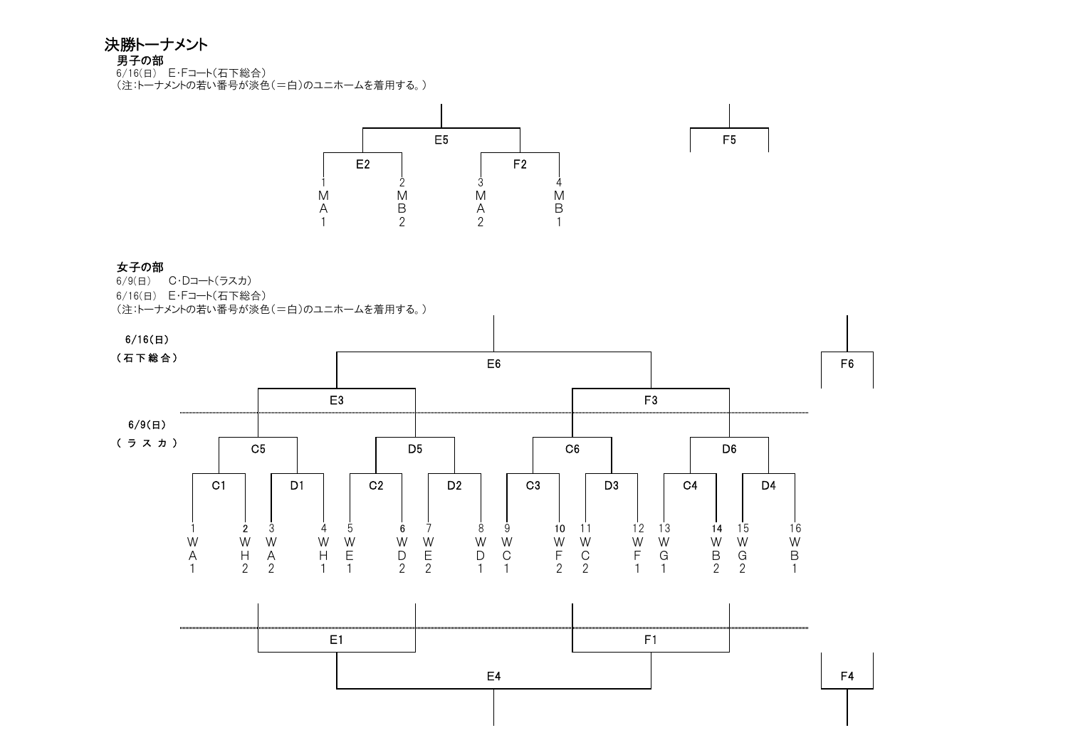# 決勝トーナメント

## 男子の部

6/16(日)　E･Fコート(石下総合)

（注:トーナメントの若い番号が淡色（＝白)のユニホームを着用する。）

E5

F5

E2

F2

1 MA1

2 MB2

3 MA2

4 MB1

## 女子の部

6/9(日)　C･Dコート(ラスカ)

6/16(日)　E･Fコート(石下総合)

（注:トーナメントの若い番号が淡色（＝白)のユニホームを着用する。）

6/16(日)

（石下総合）

E6

F6

E3

F3

6/9(日)

（ラスカ）

C5

D5

C6

D6

C1

D1

C2

D2

C3

D3

C4

D4

1 WA1

2 WH2

3 WA2

4 WH1

5 WE1

6 WD2

7 WE2

8 WD1

9 WC1

10 WF2

11 WC2

12 WF1

13 WG1

14 WB2

15 WG2

16 WB1

E1

F1

E4

F4